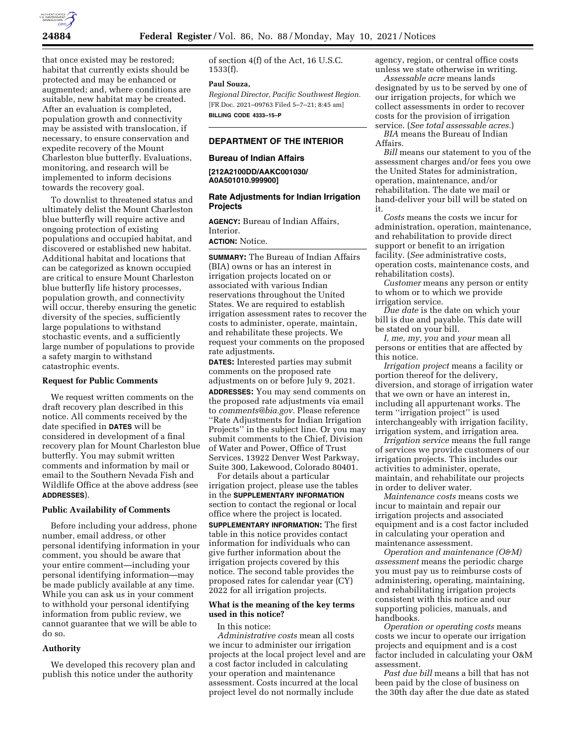that once existed may be restored; habitat that currently exists should be protected and may be enhanced or augmented; and, where conditions are suitable, new habitat may be created. After an evaluation is completed, population growth and connectivity may be assisted with translocation, if necessary, to ensure conservation and expedite recovery of the Mount Charleston blue butterfly. Evaluations, monitoring, and research will be implemented to inform decisions towards the recovery goal.

To downlist to threatened status and ultimately delist the Mount Charleston blue butterfly will require active and ongoing protection of existing populations and occupied habitat, and discovered or established new habitat. Additional habitat and locations that can be categorized as known occupied are critical to ensure Mount Charleston blue butterfly life history processes, population growth, and connectivity will occur, thereby ensuring the genetic diversity of the species, sufficiently large populations to withstand stochastic events, and a sufficiently large number of populations to provide a safety margin to withstand catastrophic events.

**Request for Public Comments**

We request written comments on the draft recovery plan described in this notice. All comments received by the date specified in **DATES** will be considered in development of a final recovery plan for Mount Charleston blue butterfly. You may submit written comments and information by mail or email to the Southern Nevada Fish and Wildlife Office at the above address (see **ADDRESSES**).

**Public Availability of Comments**

Before including your address, phone number, email address, or other personal identifying information in your comment, you should be aware that your entire comment—including your personal identifying information—may be made publicly available at any time. While you can ask us in your comment to withhold your personal identifying information from public review, we cannot guarantee that we will be able to do so.

**Authority**

We developed this recovery plan and publish this notice under the authority of section 4(f) of the Act, 16 U.S.C. 1533(f).

**Paul Souza,**

*Regional Director, Pacific Southwest Region.*

[FR Doc. 2021–09763 Filed 5–7–21; 8:45 am]

**BILLING CODE 4333–15–P**

---

## DEPARTMENT OF THE INTERIOR

### Bureau of Indian Affairs

**[212A2100DD/AAKC001030/A0A501010.999900]**

### Rate Adjustments for Indian Irrigation Projects

**AGENCY:** Bureau of Indian Affairs, Interior.

**ACTION:** Notice.

**SUMMARY:** The Bureau of Indian Affairs (BIA) owns or has an interest in irrigation projects located on or associated with various Indian reservations throughout the United States. We are required to establish irrigation assessment rates to recover the costs to administer, operate, maintain, and rehabilitate these projects. We request your comments on the proposed rate adjustments.

**DATES:** Interested parties may submit comments on the proposed rate adjustments on or before July 9, 2021.

**ADDRESSES:** You may send comments on the proposed rate adjustments via email to *comments@bia.gov*. Please reference ''Rate Adjustments for Indian Irrigation Projects'' in the subject line. Or you may submit comments to the Chief, Division of Water and Power, Office of Trust Services, 13922 Denver West Parkway, Suite 300, Lakewood, Colorado 80401.

For details about a particular irrigation project, please use the tables in the **SUPPLEMENTARY INFORMATION** section to contact the regional or local office where the project is located.

**SUPPLEMENTARY INFORMATION:** The first table in this notice provides contact information for individuals who can give further information about the irrigation projects covered by this notice. The second table provides the proposed rates for calendar year (CY) 2022 for all irrigation projects.

**What is the meaning of the key terms used in this notice?**

In this notice:

*Administrative costs* mean all costs we incur to administer our irrigation projects at the local project level and are a cost factor included in calculating your operation and maintenance assessment. Costs incurred at the local project level do not normally include agency, region, or central office costs unless we state otherwise in writing.

*Assessable acre* means lands designated by us to be served by one of our irrigation projects, for which we collect assessments in order to recover costs for the provision of irrigation service. (*See total assessable acres.*)

*BIA* means the Bureau of Indian Affairs.

*Bill* means our statement to you of the assessment charges and/or fees you owe the United States for administration, operation, maintenance, and/or rehabilitation. The date we mail or hand-deliver your bill will be stated on it.

*Costs* means the costs we incur for administration, operation, maintenance, and rehabilitation to provide direct support or benefit to an irrigation facility. (*See* administrative costs, operation costs, maintenance costs, and rehabilitation costs).

*Customer* means any person or entity to whom or to which we provide irrigation service.

*Due date* is the date on which your bill is due and payable. This date will be stated on your bill.

*I, me, my, you* and *your* mean all persons or entities that are affected by this notice.

*Irrigation project* means a facility or portion thereof for the delivery, diversion, and storage of irrigation water that we own or have an interest in, including all appurtenant works. The term ''irrigation project'' is used interchangeably with irrigation facility, irrigation system, and irrigation area.

*Irrigation service* means the full range of services we provide customers of our irrigation projects. This includes our activities to administer, operate, maintain, and rehabilitate our projects in order to deliver water.

*Maintenance costs* means costs we incur to maintain and repair our irrigation projects and associated equipment and is a cost factor included in calculating your operation and maintenance assessment.

*Operation and maintenance (O&M) assessment* means the periodic charge you must pay us to reimburse costs of administering, operating, maintaining, and rehabilitating irrigation projects consistent with this notice and our supporting policies, manuals, and handbooks.

*Operation or operating costs* means costs we incur to operate our irrigation projects and equipment and is a cost factor included in calculating your O&M assessment.

*Past due bill* means a bill that has not been paid by the close of business on the 30th day after the due date as stated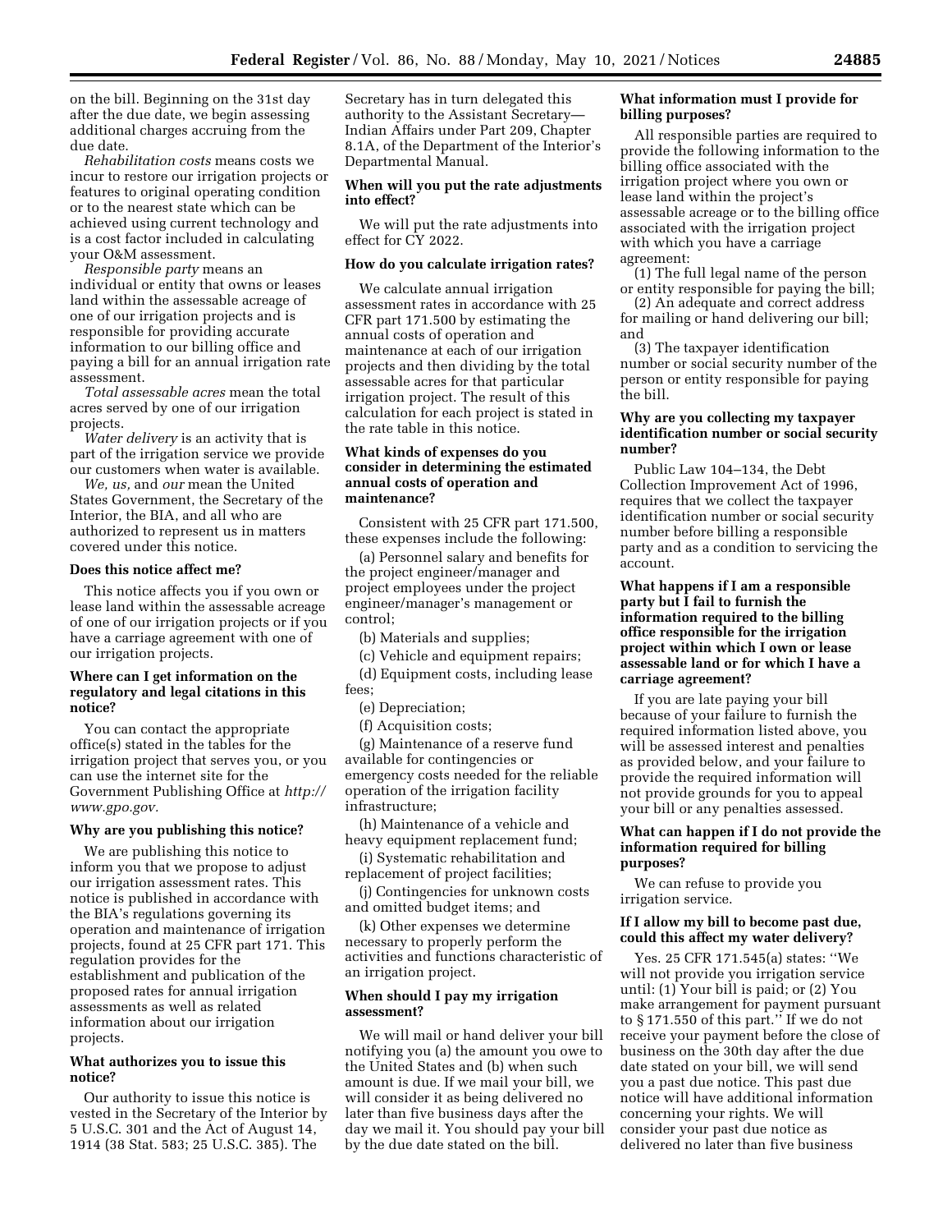on the bill. Beginning on the 31st day after the due date, we begin assessing additional charges accruing from the due date.

*Rehabilitation costs* means costs we incur to restore our irrigation projects or features to original operating condition or to the nearest state which can be achieved using current technology and is a cost factor included in calculating your O&M assessment.

*Responsible party* means an individual or entity that owns or leases land within the assessable acreage of one of our irrigation projects and is responsible for providing accurate information to our billing office and paying a bill for an annual irrigation rate assessment.

*Total assessable acres* mean the total acres served by one of our irrigation projects.

*Water delivery* is an activity that is part of the irrigation service we provide our customers when water is available.

*We, us,* and *our* mean the United States Government, the Secretary of the Interior, the BIA, and all who are authorized to represent us in matters covered under this notice.

**Does this notice affect me?**

This notice affects you if you own or lease land within the assessable acreage of one of our irrigation projects or if you have a carriage agreement with one of our irrigation projects.

**Where can I get information on the regulatory and legal citations in this notice?**

You can contact the appropriate office(s) stated in the tables for the irrigation project that serves you, or you can use the internet site for the Government Publishing Office at *http://www.gpo.gov.*

**Why are you publishing this notice?**

We are publishing this notice to inform you that we propose to adjust our irrigation assessment rates. This notice is published in accordance with the BIA's regulations governing its operation and maintenance of irrigation projects, found at 25 CFR part 171. This regulation provides for the establishment and publication of the proposed rates for annual irrigation assessments as well as related information about our irrigation projects.

**What authorizes you to issue this notice?**

Our authority to issue this notice is vested in the Secretary of the Interior by 5 U.S.C. 301 and the Act of August 14, 1914 (38 Stat. 583; 25 U.S.C. 385). The Secretary has in turn delegated this authority to the Assistant Secretary—Indian Affairs under Part 209, Chapter 8.1A, of the Department of the Interior's Departmental Manual.

**When will you put the rate adjustments into effect?**

We will put the rate adjustments into effect for CY 2022.

**How do you calculate irrigation rates?**

We calculate annual irrigation assessment rates in accordance with 25 CFR part 171.500 by estimating the annual costs of operation and maintenance at each of our irrigation projects and then dividing by the total assessable acres for that particular irrigation project. The result of this calculation for each project is stated in the rate table in this notice.

**What kinds of expenses do you consider in determining the estimated annual costs of operation and maintenance?**

Consistent with 25 CFR part 171.500, these expenses include the following:

(a) Personnel salary and benefits for the project engineer/manager and project employees under the project engineer/manager's management or control;

(b) Materials and supplies;

(c) Vehicle and equipment repairs;

(d) Equipment costs, including lease fees;

(e) Depreciation;

(f) Acquisition costs;

(g) Maintenance of a reserve fund available for contingencies or emergency costs needed for the reliable operation of the irrigation facility infrastructure;

(h) Maintenance of a vehicle and heavy equipment replacement fund;

(i) Systematic rehabilitation and replacement of project facilities;

(j) Contingencies for unknown costs and omitted budget items; and

(k) Other expenses we determine necessary to properly perform the activities and functions characteristic of an irrigation project.

**When should I pay my irrigation assessment?**

We will mail or hand deliver your bill notifying you (a) the amount you owe to the United States and (b) when such amount is due. If we mail your bill, we will consider it as being delivered no later than five business days after the day we mail it. You should pay your bill by the due date stated on the bill.

**What information must I provide for billing purposes?**

All responsible parties are required to provide the following information to the billing office associated with the irrigation project where you own or lease land within the project's assessable acreage or to the billing office associated with the irrigation project with which you have a carriage agreement:

(1) The full legal name of the person or entity responsible for paying the bill;

(2) An adequate and correct address for mailing or hand delivering our bill; and

(3) The taxpayer identification number or social security number of the person or entity responsible for paying the bill.

**Why are you collecting my taxpayer identification number or social security number?**

Public Law 104–134, the Debt Collection Improvement Act of 1996, requires that we collect the taxpayer identification number or social security number before billing a responsible party and as a condition to servicing the account.

**What happens if I am a responsible party but I fail to furnish the information required to the billing office responsible for the irrigation project within which I own or lease assessable land or for which I have a carriage agreement?**

If you are late paying your bill because of your failure to furnish the required information listed above, you will be assessed interest and penalties as provided below, and your failure to provide the required information will not provide grounds for you to appeal your bill or any penalties assessed.

**What can happen if I do not provide the information required for billing purposes?**

We can refuse to provide you irrigation service.

**If I allow my bill to become past due, could this affect my water delivery?**

Yes. 25 CFR 171.545(a) states: ''We will not provide you irrigation service until: (1) Your bill is paid; or (2) You make arrangement for payment pursuant to § 171.550 of this part.'' If we do not receive your payment before the close of business on the 30th day after the due date stated on your bill, we will send you a past due notice. This past due notice will have additional information concerning your rights. We will consider your past due notice as delivered no later than five business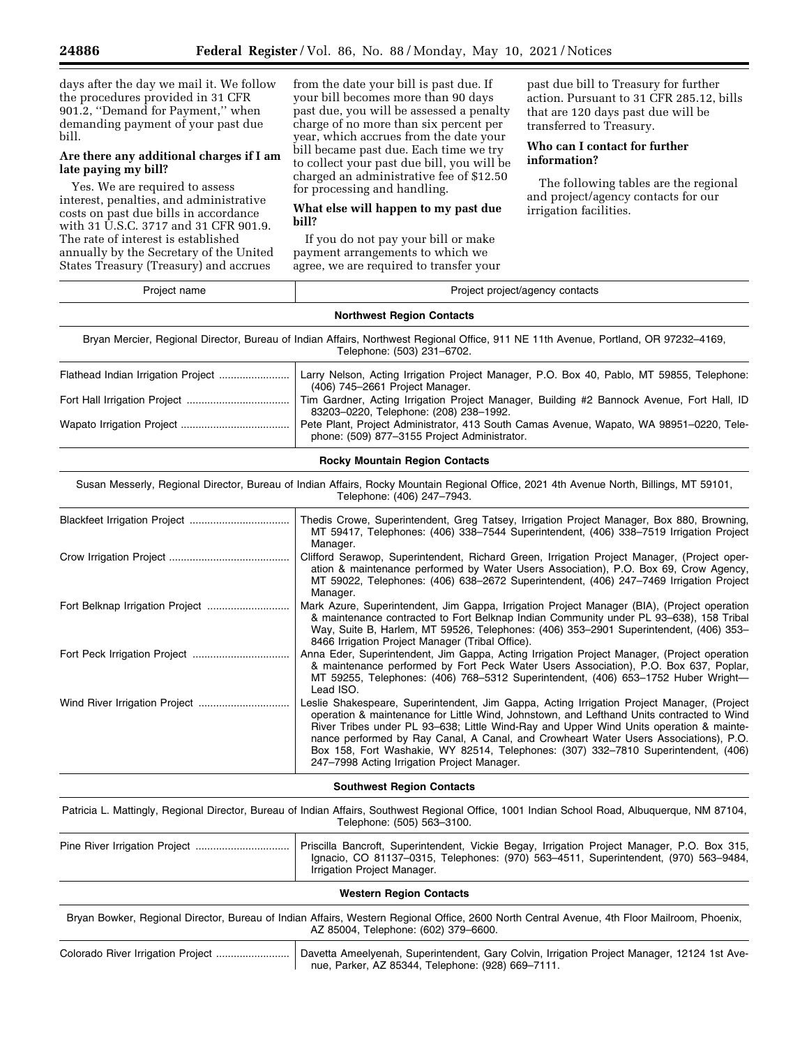days after the day we mail it. We follow the procedures provided in 31 CFR 901.2, "Demand for Payment," when demanding payment of your past due bill.

### Are there any additional charges if I am late paying my bill?

Yes. We are required to assess interest, penalties, and administrative costs on past due bills in accordance with 31 U.S.C. 3717 and 31 CFR 901.9. The rate of interest is established annually by the Secretary of the United States Treasury (Treasury) and accrues from the date your bill is past due. If your bill becomes more than 90 days past due, you will be assessed a penalty charge of no more than six percent per year, which accrues from the date your bill became past due. Each time we try to collect your past due bill, you will be charged an administrative fee of $12.50 for processing and handling.

### What else will happen to my past due bill?

If you do not pay your bill or make payment arrangements to which we agree, we are required to transfer your past due bill to Treasury for further action. Pursuant to 31 CFR 285.12, bills that are 120 days past due will be transferred to Treasury.

### Who can I contact for further information?

The following tables are the regional and project/agency contacts for our irrigation facilities.

| Project name | Project project/agency contacts |
|---|---|
| **Northwest Region Contacts** | |
| Bryan Mercier, Regional Director, Bureau of Indian Affairs, Northwest Regional Office, 911 NE 11th Avenue, Portland, OR 97232–4169, Telephone: (503) 231–6702. | |
| Flathead Indian Irrigation Project | Larry Nelson, Acting Irrigation Project Manager, P.O. Box 40, Pablo, MT 59855, Telephone: (406) 745–2661 Project Manager. |
| Fort Hall Irrigation Project | Tim Gardner, Acting Irrigation Project Manager, Building #2 Bannock Avenue, Fort Hall, ID 83203–0220, Telephone: (208) 238–1992. |
| Wapato Irrigation Project | Pete Plant, Project Administrator, 413 South Camas Avenue, Wapato, WA 98951–0220, Telephone: (509) 877–3155 Project Administrator. |
| **Rocky Mountain Region Contacts** | |
| Susan Messerly, Regional Director, Bureau of Indian Affairs, Rocky Mountain Regional Office, 2021 4th Avenue North, Billings, MT 59101, Telephone: (406) 247–7943. | |
| Blackfeet Irrigation Project | Thedis Crowe, Superintendent, Greg Tatsey, Irrigation Project Manager, Box 880, Browning, MT 59417, Telephones: (406) 338–7544 Superintendent, (406) 338–7519 Irrigation Project Manager. |
| Crow Irrigation Project | Clifford Serawop, Superintendent, Richard Green, Irrigation Project Manager, (Project operation & maintenance performed by Water Users Association), P.O. Box 69, Crow Agency, MT 59022, Telephones: (406) 638–2672 Superintendent, (406) 247–7469 Irrigation Project Manager. |
| Fort Belknap Irrigation Project | Mark Azure, Superintendent, Jim Gappa, Irrigation Project Manager (BIA), (Project operation & maintenance contracted to Fort Belknap Indian Community under PL 93–638), 158 Tribal Way, Suite B, Harlem, MT 59526, Telephones: (406) 353–2901 Superintendent, (406) 353–8466 Irrigation Project Manager (Tribal Office). |
| Fort Peck Irrigation Project | Anna Eder, Superintendent, Jim Gappa, Acting Irrigation Project Manager, (Project operation & maintenance performed by Fort Peck Water Users Association), P.O. Box 637, Poplar, MT 59255, Telephones: (406) 768–5312 Superintendent, (406) 653–1752 Huber Wright—Lead ISO. |
| Wind River Irrigation Project | Leslie Shakespeare, Superintendent, Jim Gappa, Acting Irrigation Project Manager, (Project operation & maintenance for Little Wind, Johnstown, and Lefthand Units contracted to Wind River Tribes under PL 93–638; Little Wind-Ray and Upper Wind Units operation & maintenance performed by Ray Canal, A Canal, and Crowheart Water Users Associations), P.O. Box 158, Fort Washakie, WY 82514, Telephones: (307) 332–7810 Superintendent, (406) 247–7998 Acting Irrigation Project Manager. |
| **Southwest Region Contacts** | |
| Patricia L. Mattingly, Regional Director, Bureau of Indian Affairs, Southwest Regional Office, 1001 Indian School Road, Albuquerque, NM 87104, Telephone: (505) 563–3100. | |
| Pine River Irrigation Project | Priscilla Bancroft, Superintendent, Vickie Begay, Irrigation Project Manager, P.O. Box 315, Ignacio, CO 81137–0315, Telephones: (970) 563–4511, Superintendent, (970) 563–9484, Irrigation Project Manager. |
| **Western Region Contacts** | |
| Bryan Bowker, Regional Director, Bureau of Indian Affairs, Western Regional Office, 2600 North Central Avenue, 4th Floor Mailroom, Phoenix, AZ 85004, Telephone: (602) 379–6600. | |
| Colorado River Irrigation Project | Davetta Ameelyenah, Superintendent, Gary Colvin, Irrigation Project Manager, 12124 1st Avenue, Parker, AZ 85344, Telephone: (928) 669–7111. |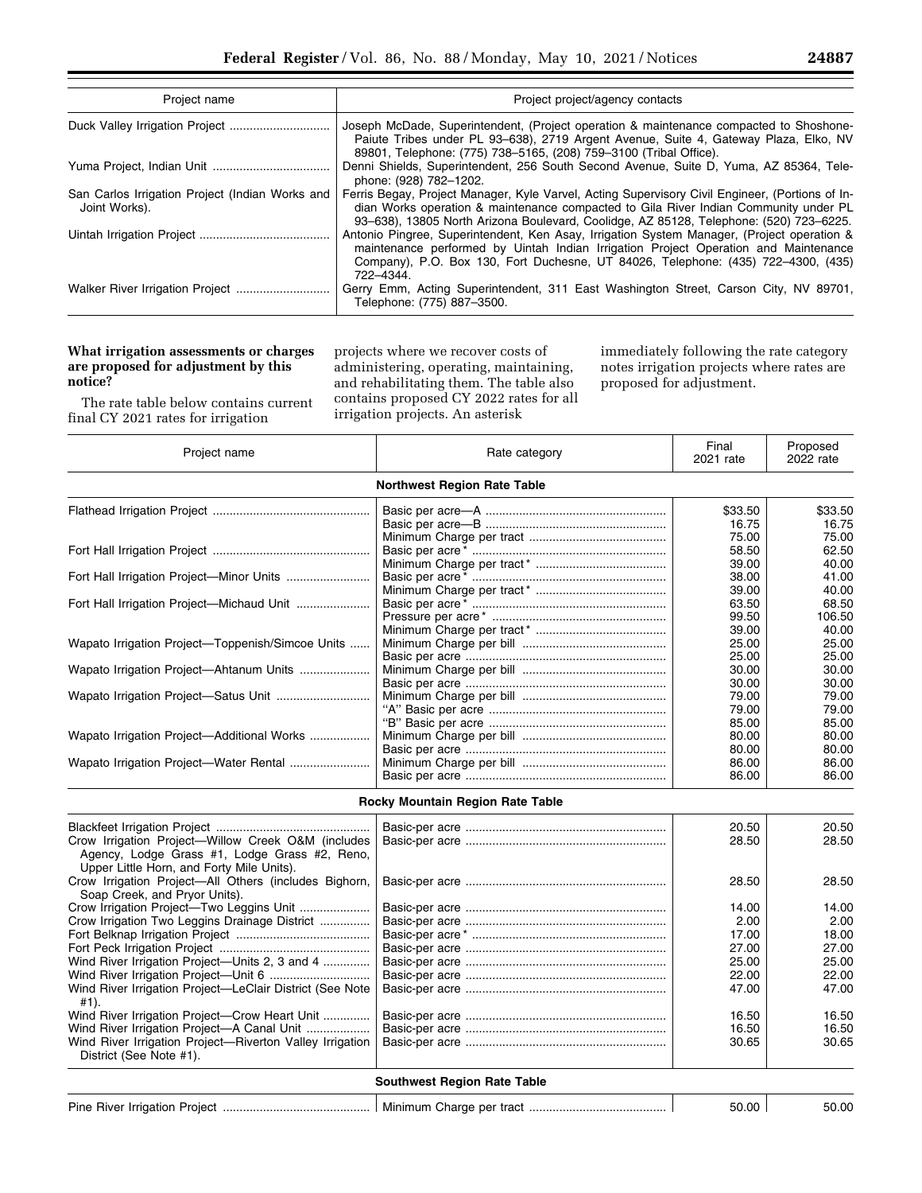| Project name | Project project/agency contacts |
|---|---|
| Duck Valley Irrigation Project | Joseph McDade, Superintendent, (Project operation & maintenance compacted to Shoshone-Paiute Tribes under PL 93–638), 2719 Argent Avenue, Suite 4, Gateway Plaza, Elko, NV 89801, Telephone: (775) 738–5165, (208) 759–3100 (Tribal Office). |
| Yuma Project, Indian Unit | Denni Shields, Superintendent, 256 South Second Avenue, Suite D, Yuma, AZ 85364, Telephone: (928) 782–1202. |
| San Carlos Irrigation Project (Indian Works and Joint Works). | Ferris Begay, Project Manager, Kyle Varvel, Acting Supervisory Civil Engineer, (Portions of Indian Works operation & maintenance compacted to Gila River Indian Community under PL 93–638), 13805 North Arizona Boulevard, Coolidge, AZ 85128, Telephone: (520) 723–6225. |
| Uintah Irrigation Project | Antonio Pingree, Superintendent, Ken Asay, Irrigation System Manager, (Project operation & maintenance performed by Uintah Indian Irrigation Project Operation and Maintenance Company), P.O. Box 130, Fort Duchesne, UT 84026, Telephone: (435) 722–4300, (435) 722–4344. |
| Walker River Irrigation Project | Gerry Emm, Acting Superintendent, 311 East Washington Street, Carson City, NV 89701, Telephone: (775) 887–3500. |

**What irrigation assessments or charges are proposed for adjustment by this notice?**

The rate table below contains current final CY 2021 rates for irrigation projects where we recover costs of administering, operating, maintaining, and rehabilitating them. The table also contains proposed CY 2022 rates for all irrigation projects. An asterisk immediately following the rate category notes irrigation projects where rates are proposed for adjustment.

| Project name | Rate category | Final 2021 rate | Proposed 2022 rate |
|---|---|---|---|
| **Northwest Region Rate Table** | | | |
| Flathead Irrigation Project | Basic per acre—A | $33.50 | $33.50 |
| | Basic per acre—B | 16.75 | 16.75 |
| | Minimum Charge per tract | 75.00 | 75.00 |
| Fort Hall Irrigation Project | Basic per acre* | 58.50 | 62.50 |
| | Minimum Charge per tract* | 39.00 | 40.00 |
| Fort Hall Irrigation Project—Minor Units | Basic per acre* | 38.00 | 41.00 |
| | Minimum Charge per tract* | 39.00 | 40.00 |
| Fort Hall Irrigation Project—Michaud Unit | Basic per acre* | 63.50 | 68.50 |
| | Pressure per acre* | 99.50 | 106.50 |
| | Minimum Charge per tract* | 39.00 | 40.00 |
| Wapato Irrigation Project—Toppenish/Simcoe Units | Minimum Charge per bill | 25.00 | 25.00 |
| | Basic per acre | 25.00 | 25.00 |
| Wapato Irrigation Project—Ahtanum Units | Minimum Charge per bill | 30.00 | 30.00 |
| | Basic per acre | 30.00 | 30.00 |
| Wapato Irrigation Project—Satus Unit | Minimum Charge per bill | 79.00 | 79.00 |
| | "A" Basic per acre | 79.00 | 79.00 |
| | "B" Basic per acre | 85.00 | 85.00 |
| Wapato Irrigation Project—Additional Works | Minimum Charge per bill | 80.00 | 80.00 |
| | Basic per acre | 80.00 | 80.00 |
| Wapato Irrigation Project—Water Rental | Minimum Charge per bill | 86.00 | 86.00 |
| | Basic per acre | 86.00 | 86.00 |
| **Rocky Mountain Region Rate Table** | | | |
| Blackfeet Irrigation Project | Basic-per acre | 20.50 | 20.50 |
| Crow Irrigation Project—Willow Creek O&M (includes Agency, Lodge Grass #1, Lodge Grass #2, Reno, Upper Little Horn, and Forty Mile Units). | Basic-per acre | 28.50 | 28.50 |
| Crow Irrigation Project—All Others (includes Bighorn, Soap Creek, and Pryor Units). | Basic-per acre | 28.50 | 28.50 |
| Crow Irrigation Project—Two Leggins Unit | Basic-per acre | 14.00 | 14.00 |
| Crow Irrigation Two Leggins Drainage District | Basic-per acre | 2.00 | 2.00 |
| Fort Belknap Irrigation Project | Basic-per acre* | 17.00 | 18.00 |
| Fort Peck Irrigation Project | Basic-per acre | 27.00 | 27.00 |
| Wind River Irrigation Project—Units 2, 3 and 4 | Basic-per acre | 25.00 | 25.00 |
| Wind River Irrigation Project—Unit 6 | Basic-per acre | 22.00 | 22.00 |
| Wind River Irrigation Project—LeClair District (See Note #1). | Basic-per acre | 47.00 | 47.00 |
| Wind River Irrigation Project—Crow Heart Unit | Basic-per acre | 16.50 | 16.50 |
| Wind River Irrigation Project—A Canal Unit | Basic-per acre | 16.50 | 16.50 |
| Wind River Irrigation Project—Riverton Valley Irrigation District (See Note #1). | Basic-per acre | 30.65 | 30.65 |
| **Southwest Region Rate Table** | | | |
| Pine River Irrigation Project | Minimum Charge per tract | 50.00 | 50.00 |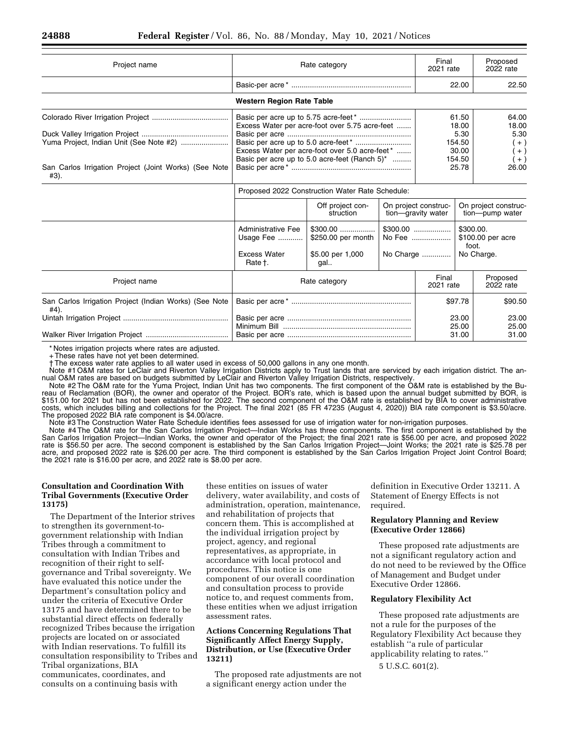| Project name | Rate category | Final 2021 rate | Proposed 2022 rate |
|---|---|---|---|
| | Basic-per acre* | 22.00 | 22.50 |
| | **Western Region Rate Table** | | |
| Colorado River Irrigation Project | Basic per acre up to 5.75 acre-feet* | 61.50 | 64.00 |
| | Excess Water per acre-foot over 5.75 acre-feet | 18.00 | 18.00 |
| Duck Valley Irrigation Project | Basic per acre | 5.30 | 5.30 |
| Yuma Project, Indian Unit (See Note #2) | Basic per acre up to 5.0 acre-feet* | 154.50 | (+) |
| | Excess Water per acre-foot over 5.0 acre-feet* | 30.00 | (+) |
| | Basic per acre up to 5.0 acre-feet (Ranch 5)* | 154.50 | (+) |
| San Carlos Irrigation Project (Joint Works) (See Note #3). | Basic per acre* | 25.78 | 26.00 |

Proposed 2022 Construction Water Rate Schedule:

| | Off project construction | On project construction—gravity water | On project construction—pump water |
|---|---|---|---|
| Administrative Fee | $300.00 | $300.00 | $300.00. |
| Usage Fee | $250.00 per month | No Fee | $100.00 per acre foot. |
| Excess Water Rate †. | $5.00 per 1,000 gal.. | No Charge | No Charge. |

| Project name | Rate category | Final 2021 rate | Proposed 2022 rate |
|---|---|---|---|
| San Carlos Irrigation Project (Indian Works) (See Note #4). | Basic per acre* | $97.78 | $90.50 |
| Uintah Irrigation Project | Basic per acre | 23.00 | 23.00 |
| | Minimum Bill | 25.00 | 25.00 |
| Walker River Irrigation Project | Basic per acre | 31.00 | 31.00 |

\* Notes irrigation projects where rates are adjusted.

\+ These rates have not yet been determined.

† The excess water rate applies to all water used in excess of 50,000 gallons in any one month.

Note #1 O&M rates for LeClair and Riverton Valley Irrigation Districts apply to Trust lands that are serviced by each irrigation district. The annual O&M rates are based on budgets submitted by LeClair and Riverton Valley Irrigation Districts, respectively.

Note #2 The O&M rate for the Yuma Project, Indian Unit has two components. The first component of the O&M rate is established by the Bureau of Reclamation (BOR), the owner and operator of the Project. BOR's rate, which is based upon the annual budget submitted by BOR, is $151.00 for 2021 but has not been established for 2022. The second component of the O&M rate is established by BIA to cover administrative costs, which includes billing and collections for the Project. The final 2021 (85 FR 47235 (August 4, 2020)) BIA rate component is $3.50/acre. The proposed 2022 BIA rate component is $4.00/acre.

Note #3 The Construction Water Rate Schedule identifies fees assessed for use of irrigation water for non-irrigation purposes.

Note #4 The O&M rate for the San Carlos Irrigation Project—Indian Works has three components. The first component is established by the San Carlos Irrigation Project—Indian Works, the owner and operator of the Project; the final 2021 rate is $56.00 per acre, and proposed 2022 rate is $56.50 per acre. The second component is established by the San Carlos Irrigation Project—Joint Works; the 2021 rate is $25.78 per acre, and proposed 2022 rate is $26.00 per acre. The third component is established by the San Carlos Irrigation Project Joint Control Board; the 2021 rate is $16.00 per acre, and 2022 rate is $8.00 per acre.

## Consultation and Coordination With Tribal Governments (Executive Order 13175)

The Department of the Interior strives to strengthen its government-to-government relationship with Indian Tribes through a commitment to consultation with Indian Tribes and recognition of their right to self-governance and Tribal sovereignty. We have evaluated this notice under the Department's consultation policy and under the criteria of Executive Order 13175 and have determined there to be substantial direct effects on federally recognized Tribes because the irrigation projects are located on or associated with Indian reservations. To fulfill its consultation responsibility to Tribes and Tribal organizations, BIA communicates, coordinates, and consults on a continuing basis with these entities on issues of water delivery, water availability, and costs of administration, operation, maintenance, and rehabilitation of projects that concern them. This is accomplished at the individual irrigation project by project, agency, and regional representatives, as appropriate, in accordance with local protocol and procedures. This notice is one component of our overall coordination and consultation process to provide notice to, and request comments from, these entities when we adjust irrigation assessment rates.

## Actions Concerning Regulations That Significantly Affect Energy Supply, Distribution, or Use (Executive Order 13211)

The proposed rate adjustments are not a significant energy action under the definition in Executive Order 13211. A Statement of Energy Effects is not required.

## Regulatory Planning and Review (Executive Order 12866)

These proposed rate adjustments are not a significant regulatory action and do not need to be reviewed by the Office of Management and Budget under Executive Order 12866.

## Regulatory Flexibility Act

These proposed rate adjustments are not a rule for the purposes of the Regulatory Flexibility Act because they establish ''a rule of particular applicability relating to rates.''

5 U.S.C. 601(2).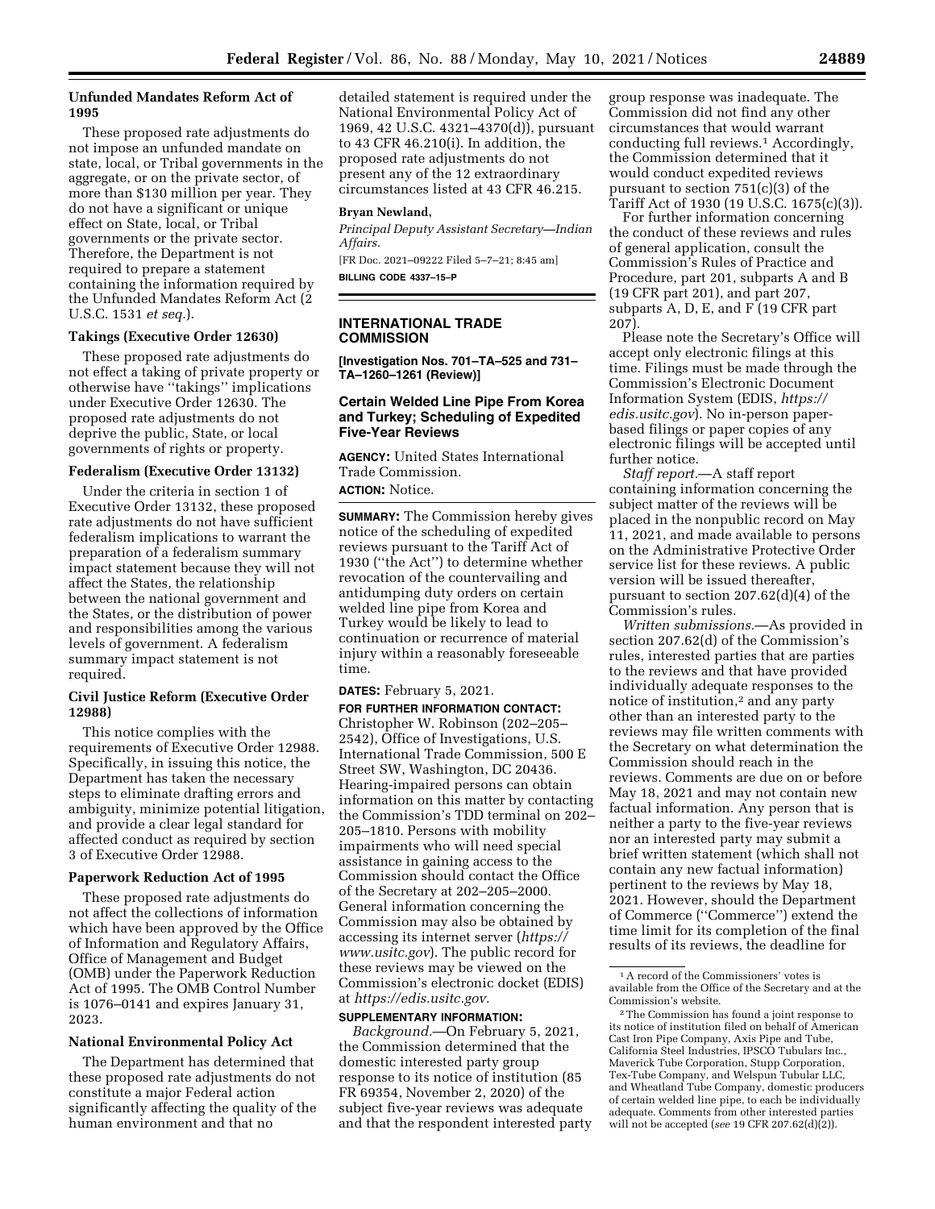### Unfunded Mandates Reform Act of 1995

These proposed rate adjustments do not impose an unfunded mandate on state, local, or Tribal governments in the aggregate, or on the private sector, of more than $130 million per year. They do not have a significant or unique effect on State, local, or Tribal governments or the private sector. Therefore, the Department is not required to prepare a statement containing the information required by the Unfunded Mandates Reform Act (2 U.S.C. 1531 *et seq.*).

### Takings (Executive Order 12630)

These proposed rate adjustments do not effect a taking of private property or otherwise have ''takings'' implications under Executive Order 12630. The proposed rate adjustments do not deprive the public, State, or local governments of rights or property.

### Federalism (Executive Order 13132)

Under the criteria in section 1 of Executive Order 13132, these proposed rate adjustments do not have sufficient federalism implications to warrant the preparation of a federalism summary impact statement because they will not affect the States, the relationship between the national government and the States, or the distribution of power and responsibilities among the various levels of government. A federalism summary impact statement is not required.

### Civil Justice Reform (Executive Order 12988)

This notice complies with the requirements of Executive Order 12988. Specifically, in issuing this notice, the Department has taken the necessary steps to eliminate drafting errors and ambiguity, minimize potential litigation, and provide a clear legal standard for affected conduct as required by section 3 of Executive Order 12988.

### Paperwork Reduction Act of 1995

These proposed rate adjustments do not affect the collections of information which have been approved by the Office of Information and Regulatory Affairs, Office of Management and Budget (OMB) under the Paperwork Reduction Act of 1995. The OMB Control Number is 1076–0141 and expires January 31, 2023.

### National Environmental Policy Act

The Department has determined that these proposed rate adjustments do not constitute a major Federal action significantly affecting the quality of the human environment and that no detailed statement is required under the National Environmental Policy Act of 1969, 42 U.S.C. 4321–4370(d)), pursuant to 43 CFR 46.210(i). In addition, the proposed rate adjustments do not present any of the 12 extraordinary circumstances listed at 43 CFR 46.215.

**Bryan Newland,**

*Principal Deputy Assistant Secretary—Indian Affairs.*

[FR Doc. 2021–09222 Filed 5–7–21; 8:45 am]

**BILLING CODE 4337–15–P**

## INTERNATIONAL TRADE COMMISSION

**[Investigation Nos. 701–TA–525 and 731–TA–1260–1261 (Review)]**

## Certain Welded Line Pipe From Korea and Turkey; Scheduling of Expedited Five-Year Reviews

**AGENCY:** United States International Trade Commission.

**ACTION:** Notice.

**SUMMARY:** The Commission hereby gives notice of the scheduling of expedited reviews pursuant to the Tariff Act of 1930 (''the Act'') to determine whether revocation of the countervailing and antidumping duty orders on certain welded line pipe from Korea and Turkey would be likely to lead to continuation or recurrence of material injury within a reasonably foreseeable time.

**DATES:** February 5, 2021.

**FOR FURTHER INFORMATION CONTACT:** Christopher W. Robinson (202–205–2542), Office of Investigations, U.S. International Trade Commission, 500 E Street SW, Washington, DC 20436. Hearing-impaired persons can obtain information on this matter by contacting the Commission's TDD terminal on 202–205–1810. Persons with mobility impairments who will need special assistance in gaining access to the Commission should contact the Office of the Secretary at 202–205–2000. General information concerning the Commission may also be obtained by accessing its internet server (*https://www.usitc.gov*). The public record for these reviews may be viewed on the Commission's electronic docket (EDIS) at *https://edis.usitc.gov.*

**SUPPLEMENTARY INFORMATION:**

*Background.*—On February 5, 2021, the Commission determined that the domestic interested party group response to its notice of institution (85 FR 69354, November 2, 2020) of the subject five-year reviews was adequate and that the respondent interested party group response was inadequate. The Commission did not find any other circumstances that would warrant conducting full reviews.[1] Accordingly, the Commission determined that it would conduct expedited reviews pursuant to section 751(c)(3) of the Tariff Act of 1930 (19 U.S.C. 1675(c)(3)).

For further information concerning the conduct of these reviews and rules of general application, consult the Commission's Rules of Practice and Procedure, part 201, subparts A and B (19 CFR part 201), and part 207, subparts A, D, E, and F (19 CFR part 207).

Please note the Secretary's Office will accept only electronic filings at this time. Filings must be made through the Commission's Electronic Document Information System (EDIS, *https://edis.usitc.gov*). No in-person paper-based filings or paper copies of any electronic filings will be accepted until further notice.

*Staff report.*—A staff report containing information concerning the subject matter of the reviews will be placed in the nonpublic record on May 11, 2021, and made available to persons on the Administrative Protective Order service list for these reviews. A public version will be issued thereafter, pursuant to section 207.62(d)(4) of the Commission's rules.

*Written submissions.*—As provided in section 207.62(d) of the Commission's rules, interested parties that are parties to the reviews and that have provided individually adequate responses to the notice of institution,[2] and any party other than an interested party to the reviews may file written comments with the Secretary on what determination the Commission should reach in the reviews. Comments are due on or before May 18, 2021 and may not contain new factual information. Any person that is neither a party to the five-year reviews nor an interested party may submit a brief written statement (which shall not contain any new factual information) pertinent to the reviews by May 18, 2021. However, should the Department of Commerce (''Commerce'') extend the time limit for its completion of the final results of its reviews, the deadline for

[1] A record of the Commissioners' votes is available from the Office of the Secretary and at the Commission's website.

[2] The Commission has found a joint response to its notice of institution filed on behalf of American Cast Iron Pipe Company, Axis Pipe and Tube, California Steel Industries, IPSCO Tubulars Inc., Maverick Tube Corporation, Stupp Corporation, Tex-Tube Company, and Welspun Tubular LLC, and Wheatland Tube Company, domestic producers of certain welded line pipe, to each be individually adequate. Comments from other interested parties will not be accepted (*see* 19 CFR 207.62(d)(2)).